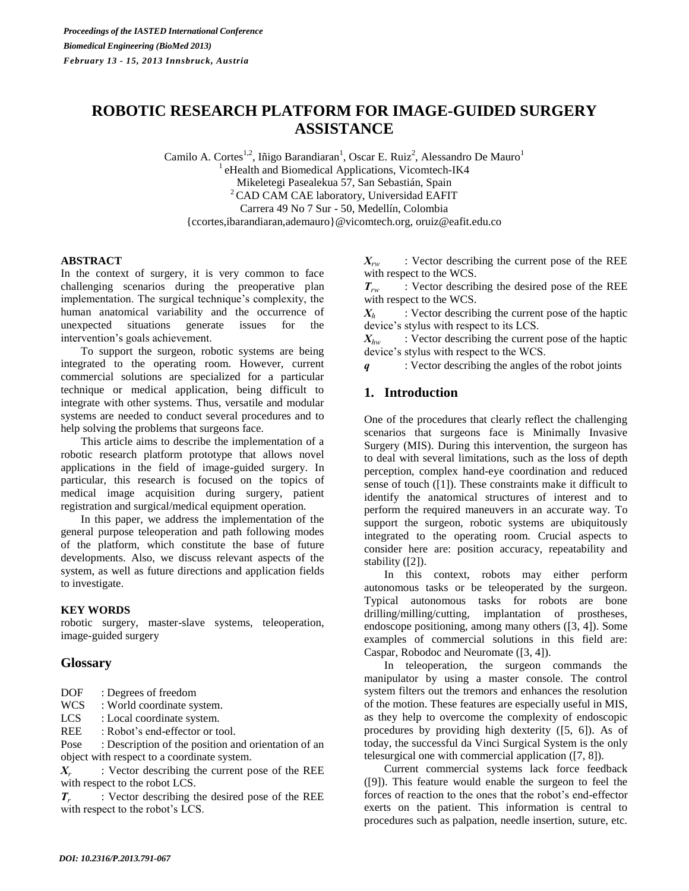*Proceedings of the IASTED International Conference*
*Biomedical Engineering (BioMed 2013)*
*February 13 - 15, 2013 Innsbruck, Austria*

# ROBOTIC RESEARCH PLATFORM FOR IMAGE-GUIDED SURGERY ASSISTANCE

Camilo A. Cortes[1,2], Iñigo Barandiaran[1], Oscar E. Ruiz[2], Alessandro De Mauro[1]
[1] eHealth and Biomedical Applications, Vicomtech-IK4
Mikeletegi Pasealekua 57, San Sebastián, Spain
[2] CAD CAM CAE laboratory, Universidad EAFIT
Carrera 49 No 7 Sur - 50, Medellín, Colombia
{ccortes,ibarandiaran,ademauro}@vicomtech.org, oruiz@eafit.edu.co

### ABSTRACT

In the context of surgery, it is very common to face challenging scenarios during the preoperative plan implementation. The surgical technique's complexity, the human anatomical variability and the occurrence of unexpected situations generate issues for the intervention's goals achievement.

To support the surgeon, robotic systems are being integrated to the operating room. However, current commercial solutions are specialized for a particular technique or medical application, being difficult to integrate with other systems. Thus, versatile and modular systems are needed to conduct several procedures and to help solving the problems that surgeons face.

This article aims to describe the implementation of a robotic research platform prototype that allows novel applications in the field of image-guided surgery. In particular, this research is focused on the topics of medical image acquisition during surgery, patient registration and surgical/medical equipment operation.

In this paper, we address the implementation of the general purpose teleoperation and path following modes of the platform, which constitute the base of future developments. Also, we discuss relevant aspects of the system, as well as future directions and application fields to investigate.

### KEY WORDS

robotic surgery, master-slave systems, teleoperation, image-guided surgery

## Glossary

DOF : Degrees of freedom
WCS : World coordinate system.
LCS : Local coordinate system.
REE : Robot's end-effector or tool.
Pose : Description of the position and orientation of an object with respect to a coordinate system.
$\boldsymbol{X_r}$ : Vector describing the current pose of the REE with respect to the robot LCS.
$\boldsymbol{T_r}$ : Vector describing the desired pose of the REE with respect to the robot's LCS.
$\boldsymbol{X_{rw}}$ : Vector describing the current pose of the REE with respect to the WCS.
$\boldsymbol{T_{rw}}$ : Vector describing the desired pose of the REE with respect to the WCS.
$\boldsymbol{X_h}$ : Vector describing the current pose of the haptic device's stylus with respect to its LCS.
$\boldsymbol{X_{hw}}$ : Vector describing the current pose of the haptic device's stylus with respect to the WCS.
$\boldsymbol{q}$ : Vector describing the angles of the robot joints

## 1. Introduction

One of the procedures that clearly reflect the challenging scenarios that surgeons face is Minimally Invasive Surgery (MIS). During this intervention, the surgeon has to deal with several limitations, such as the loss of depth perception, complex hand-eye coordination and reduced sense of touch ([1]). These constraints make it difficult to identify the anatomical structures of interest and to perform the required maneuvers in an accurate way. To support the surgeon, robotic systems are ubiquitously integrated to the operating room. Crucial aspects to consider here are: position accuracy, repeatability and stability ([2]).

In this context, robots may either perform autonomous tasks or be teleoperated by the surgeon. Typical autonomous tasks for robots are bone drilling/milling/cutting, implantation of prostheses, endoscope positioning, among many others ([3, 4]). Some examples of commercial solutions in this field are: Caspar, Robodoc and Neuromate ([3, 4]).

In teleoperation, the surgeon commands the manipulator by using a master console. The control system filters out the tremors and enhances the resolution of the motion. These features are especially useful in MIS, as they help to overcome the complexity of endoscopic procedures by providing high dexterity ([5, 6]). As of today, the successful da Vinci Surgical System is the only telesurgical one with commercial application ([7, 8]).

Current commercial systems lack force feedback ([9]). This feature would enable the surgeon to feel the forces of reaction to the ones that the robot's end-effector exerts on the patient. This information is central to procedures such as palpation, needle insertion, suture, etc.

*DOI: 10.2316/P.2013.791-067*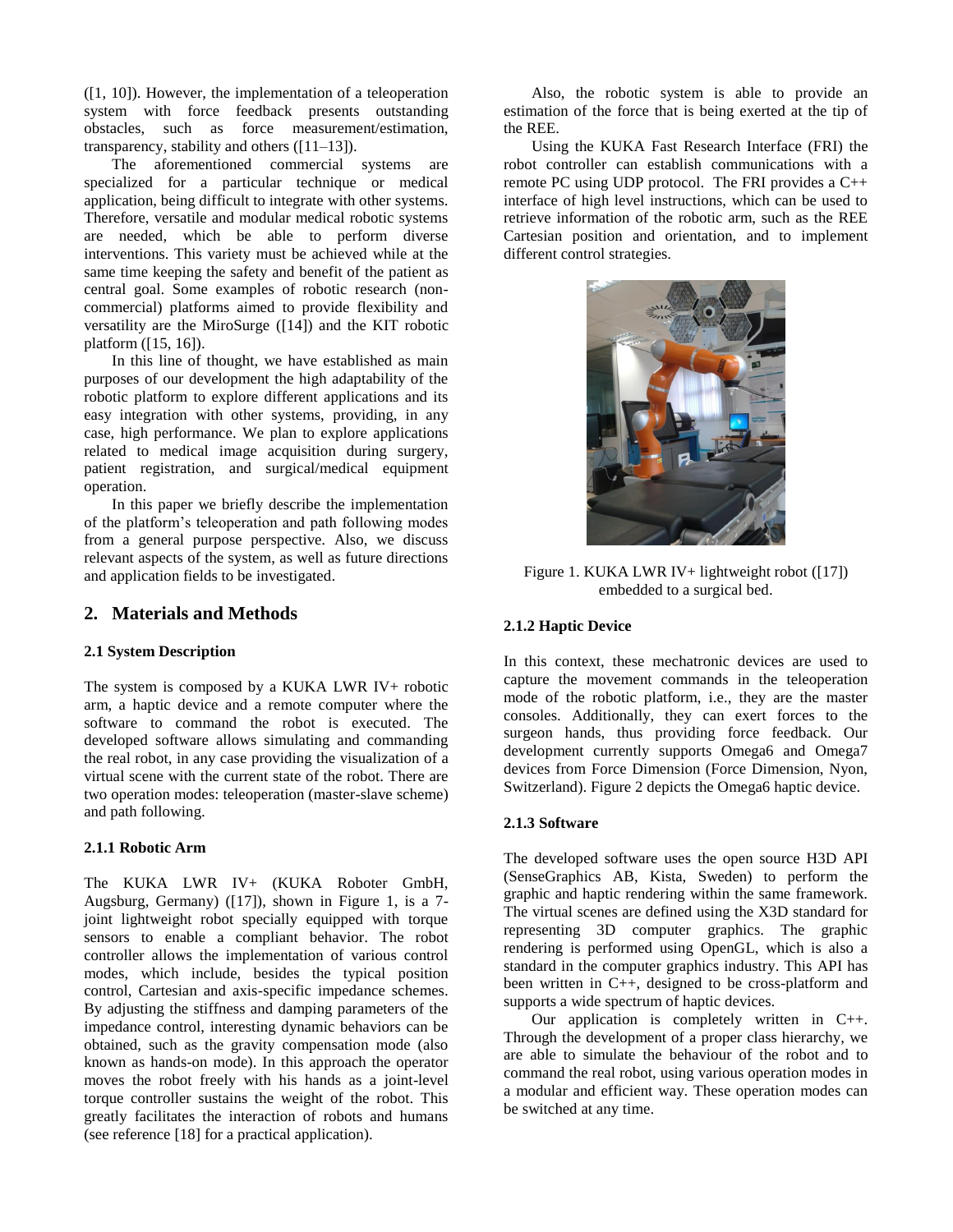([1, 10]). However, the implementation of a teleoperation system with force feedback presents outstanding obstacles, such as force measurement/estimation, transparency, stability and others ([11–13]).

The aforementioned commercial systems are specialized for a particular technique or medical application, being difficult to integrate with other systems. Therefore, versatile and modular medical robotic systems are needed, which be able to perform diverse interventions. This variety must be achieved while at the same time keeping the safety and benefit of the patient as central goal. Some examples of robotic research (non-commercial) platforms aimed to provide flexibility and versatility are the MiroSurge ([14]) and the KIT robotic platform ([15, 16]).

In this line of thought, we have established as main purposes of our development the high adaptability of the robotic platform to explore different applications and its easy integration with other systems, providing, in any case, high performance. We plan to explore applications related to medical image acquisition during surgery, patient registration, and surgical/medical equipment operation.

In this paper we briefly describe the implementation of the platform's teleoperation and path following modes from a general purpose perspective. Also, we discuss relevant aspects of the system, as well as future directions and application fields to be investigated.

## 2. Materials and Methods

### 2.1 System Description

The system is composed by a KUKA LWR IV+ robotic arm, a haptic device and a remote computer where the software to command the robot is executed. The developed software allows simulating and commanding the real robot, in any case providing the visualization of a virtual scene with the current state of the robot. There are two operation modes: teleoperation (master-slave scheme) and path following.

#### 2.1.1 Robotic Arm

The KUKA LWR IV+ (KUKA Roboter GmbH, Augsburg, Germany) ([17]), shown in Figure 1, is a 7-joint lightweight robot specially equipped with torque sensors to enable a compliant behavior. The robot controller allows the implementation of various control modes, which include, besides the typical position control, Cartesian and axis-specific impedance schemes. By adjusting the stiffness and damping parameters of the impedance control, interesting dynamic behaviors can be obtained, such as the gravity compensation mode (also known as hands-on mode). In this approach the operator moves the robot freely with his hands as a joint-level torque controller sustains the weight of the robot. This greatly facilitates the interaction of robots and humans (see reference [18] for a practical application).

Also, the robotic system is able to provide an estimation of the force that is being exerted at the tip of the REE.

Using the KUKA Fast Research Interface (FRI) the robot controller can establish communications with a remote PC using UDP protocol. The FRI provides a C++ interface of high level instructions, which can be used to retrieve information of the robotic arm, such as the REE Cartesian position and orientation, and to implement different control strategies.

Figure 1. KUKA LWR IV+ lightweight robot ([17]) embedded to a surgical bed.

#### 2.1.2 Haptic Device

In this context, these mechatronic devices are used to capture the movement commands in the teleoperation mode of the robotic platform, i.e., they are the master consoles. Additionally, they can exert forces to the surgeon hands, thus providing force feedback. Our development currently supports Omega6 and Omega7 devices from Force Dimension (Force Dimension, Nyon, Switzerland). Figure 2 depicts the Omega6 haptic device.

#### 2.1.3 Software

The developed software uses the open source H3D API (SenseGraphics AB, Kista, Sweden) to perform the graphic and haptic rendering within the same framework. The virtual scenes are defined using the X3D standard for representing 3D computer graphics. The graphic rendering is performed using OpenGL, which is also a standard in the computer graphics industry. This API has been written in C++, designed to be cross-platform and supports a wide spectrum of haptic devices.

Our application is completely written in C++. Through the development of a proper class hierarchy, we are able to simulate the behaviour of the robot and to command the real robot, using various operation modes in a modular and efficient way. These operation modes can be switched at any time.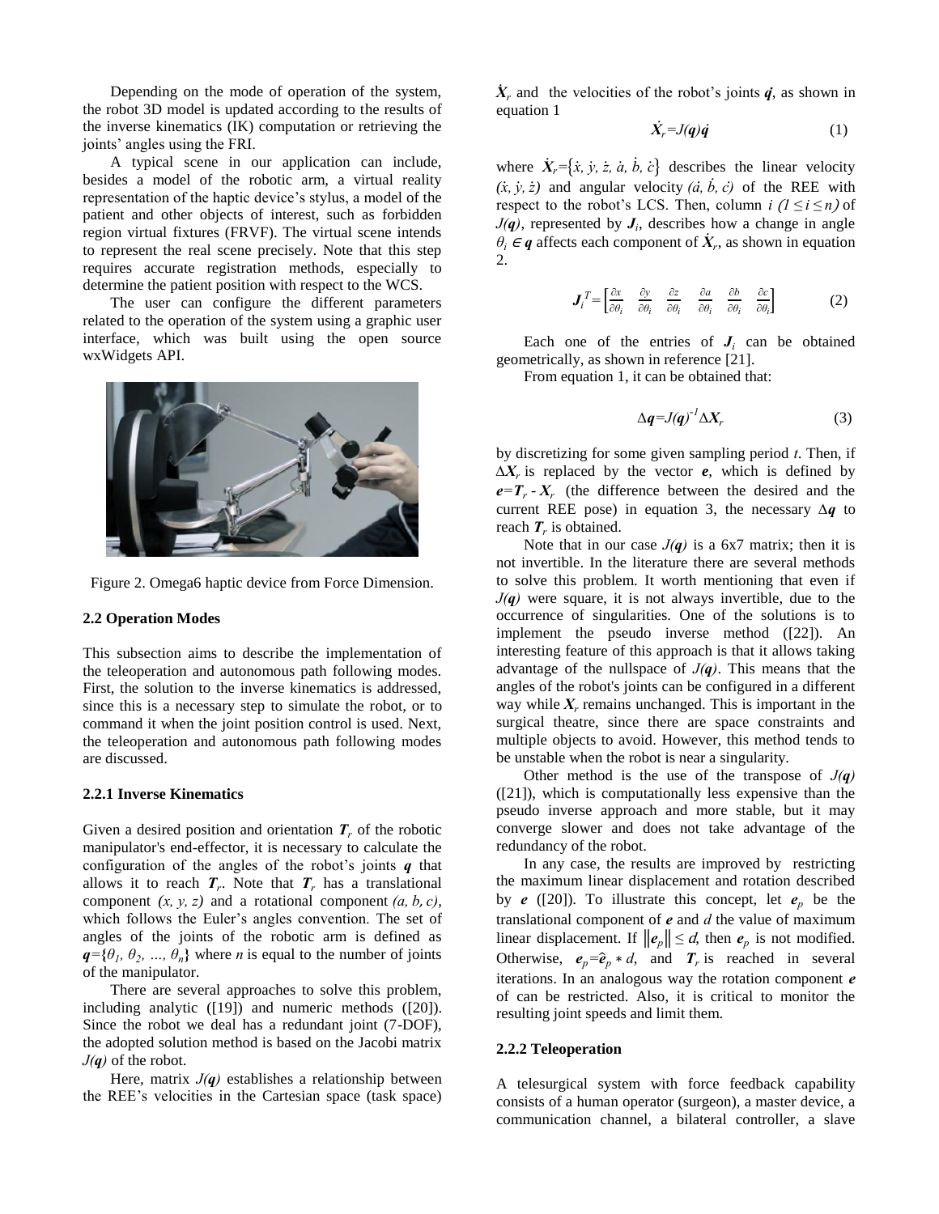Depending on the mode of operation of the system, the robot 3D model is updated according to the results of the inverse kinematics (IK) computation or retrieving the joints' angles using the FRI.

A typical scene in our application can include, besides a model of the robotic arm, a virtual reality representation of the haptic device's stylus, a model of the patient and other objects of interest, such as forbidden region virtual fixtures (FRVF). The virtual scene intends to represent the real scene precisely. Note that this step requires accurate registration methods, especially to determine the patient position with respect to the WCS.

The user can configure the different parameters related to the operation of the system using a graphic user interface, which was built using the open source wxWidgets API.

Figure 2. Omega6 haptic device from Force Dimension.

### 2.2 Operation Modes

This subsection aims to describe the implementation of the teleoperation and autonomous path following modes. First, the solution to the inverse kinematics is addressed, since this is a necessary step to simulate the robot, or to command it when the joint position control is used. Next, the teleoperation and autonomous path following modes are discussed.

#### 2.2.1 Inverse Kinematics

Given a desired position and orientation $\boldsymbol{T}_r$ of the robotic manipulator's end-effector, it is necessary to calculate the configuration of the angles of the robot's joints $\boldsymbol{q}$ that allows it to reach $\boldsymbol{T}_r$. Note that $\boldsymbol{T}_r$ has a translational component $(x, y, z)$ and a rotational component $(a, b, c)$, which follows the Euler's angles convention. The set of angles of the joints of the robotic arm is defined as $\boldsymbol{q}=\{\theta_1, \theta_2, \ldots, \theta_n\}$ where $n$ is equal to the number of joints of the manipulator.

There are several approaches to solve this problem, including analytic ([19]) and numeric methods ([20]). Since the robot we deal has a redundant joint (7-DOF), the adopted solution method is based on the Jacobi matrix $J(\boldsymbol{q})$ of the robot.

Here, matrix $J(\boldsymbol{q})$ establishes a relationship between the REE's velocities in the Cartesian space (task space) $\dot{\boldsymbol{X}}_r$ and the velocities of the robot's joints $\dot{\boldsymbol{q}}$, as shown in equation 1

$$\dot{\boldsymbol{X}}_r=J(\boldsymbol{q})\dot{\boldsymbol{q}} \tag{1}$$

where $\dot{\boldsymbol{X}}_r=\{\dot{x}, \dot{y}, \dot{z}, \dot{a}, \dot{b}, \dot{c}\}$ describes the linear velocity $(\dot{x}, \dot{y}, \dot{z})$ and angular velocity $(\dot{a}, \dot{b}, \dot{c})$ of the REE with respect to the robot's LCS. Then, column $i$ $(1 \leq i \leq n)$ of $J(\boldsymbol{q})$, represented by $\boldsymbol{J}_i$, describes how a change in angle $\theta_i \in \boldsymbol{q}$ affects each component of $\dot{\boldsymbol{X}}_r$, as shown in equation 2.

$$\boldsymbol{J}_i^T=\begin{bmatrix} \frac{\partial x}{\partial \theta_i} & \frac{\partial y}{\partial \theta_i} & \frac{\partial z}{\partial \theta_i} & \frac{\partial a}{\partial \theta_i} & \frac{\partial b}{\partial \theta_i} & \frac{\partial c}{\partial \theta_i} \end{bmatrix} \tag{2}$$

Each one of the entries of $\boldsymbol{J}_i$ can be obtained geometrically, as shown in reference [21].

From equation 1, it can be obtained that:

$$\Delta\boldsymbol{q}=J(\boldsymbol{q})^{-1}\Delta\boldsymbol{X}_r \tag{3}$$

by discretizing for some given sampling period $t$. Then, if $\Delta\boldsymbol{X}_r$ is replaced by the vector $\boldsymbol{e}$, which is defined by $\boldsymbol{e}=\boldsymbol{T}_r - \boldsymbol{X}_r$ (the difference between the desired and the current REE pose) in equation 3, the necessary $\Delta\boldsymbol{q}$ to reach $\boldsymbol{T}_r$ is obtained.

Note that in our case $J(\boldsymbol{q})$ is a 6x7 matrix; then it is not invertible. In the literature there are several methods to solve this problem. It worth mentioning that even if $J(\boldsymbol{q})$ were square, it is not always invertible, due to the occurrence of singularities. One of the solutions is to implement the pseudo inverse method ([22]). An interesting feature of this approach is that it allows taking advantage of the nullspace of $J(\boldsymbol{q})$. This means that the angles of the robot's joints can be configured in a different way while $\boldsymbol{X}_r$ remains unchanged. This is important in the surgical theatre, since there are space constraints and multiple objects to avoid. However, this method tends to be unstable when the robot is near a singularity.

Other method is the use of the transpose of $J(\boldsymbol{q})$ ([21]), which is computationally less expensive than the pseudo inverse approach and more stable, but it may converge slower and does not take advantage of the redundancy of the robot.

In any case, the results are improved by restricting the maximum linear displacement and rotation described by $\boldsymbol{e}$ ([20]). To illustrate this concept, let $\boldsymbol{e}_p$ be the translational component of $\boldsymbol{e}$ and $d$ the value of maximum linear displacement. If $\|\boldsymbol{e}_p\| \leq d$, then $\boldsymbol{e}_p$ is not modified. Otherwise, $\boldsymbol{e}_p=\hat{\boldsymbol{e}}_p * d$, and $\boldsymbol{T}_r$ is reached in several iterations. In an analogous way the rotation component $\boldsymbol{e}$ of can be restricted. Also, it is critical to monitor the resulting joint speeds and limit them.

#### 2.2.2 Teleoperation

A telesurgical system with force feedback capability consists of a human operator (surgeon), a master device, a communication channel, a bilateral controller, a slave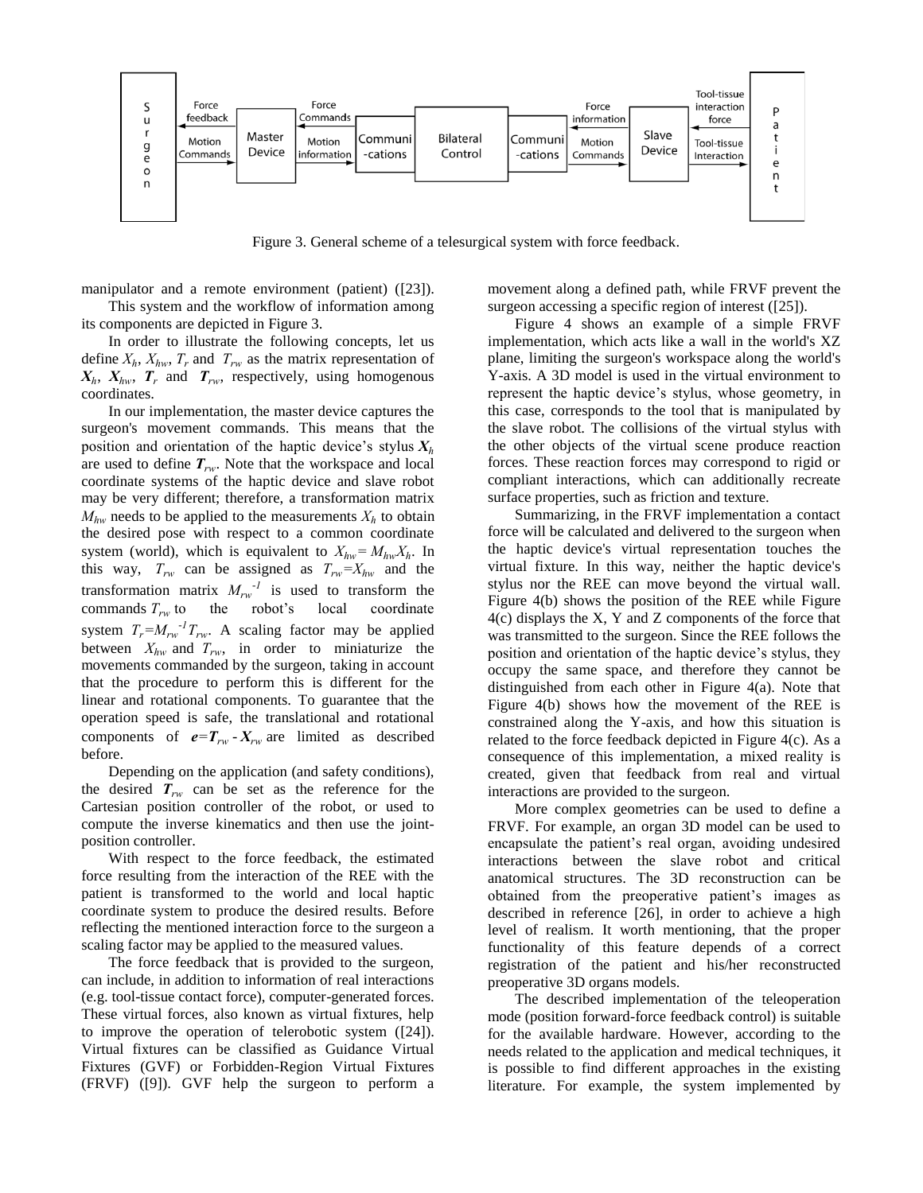Figure 3. General scheme of a telesurgical system with force feedback.

manipulator and a remote environment (patient) ([23]).

This system and the workflow of information among its components are depicted in Figure 3.

In order to illustrate the following concepts, let us define $X_h$, $X_{hw}$, $T_r$ and $T_{rw}$ as the matrix representation of $\boldsymbol{X}_h$, $\boldsymbol{X}_{hw}$, $\boldsymbol{T}_r$ and $\boldsymbol{T}_{rw}$, respectively, using homogenous coordinates.

In our implementation, the master device captures the surgeon's movement commands. This means that the position and orientation of the haptic device's stylus $\boldsymbol{X}_h$ are used to define $\boldsymbol{T}_{rw}$. Note that the workspace and local coordinate systems of the haptic device and slave robot may be very different; therefore, a transformation matrix $M_{hw}$ needs to be applied to the measurements $X_h$ to obtain the desired pose with respect to a common coordinate system (world), which is equivalent to $X_{hw}= M_{hw}X_h$. In this way, $T_{rw}$ can be assigned as $T_{rw}=X_{hw}$ and the transformation matrix $M_{rw}^{-1}$ is used to transform the commands $T_{rw}$ to the robot's local coordinate system $T_r=M_{rw}^{-1}T_{rw}$. A scaling factor may be applied between $X_{hw}$ and $T_{rw}$, in order to miniaturize the movements commanded by the surgeon, taking in account that the procedure to perform this is different for the linear and rotational components. To guarantee that the operation speed is safe, the translational and rotational components of $\boldsymbol{e}=\boldsymbol{T}_{rw} - \boldsymbol{X}_{rw}$ are limited as described before.

Depending on the application (and safety conditions), the desired $\boldsymbol{T}_{rw}$ can be set as the reference for the Cartesian position controller of the robot, or used to compute the inverse kinematics and then use the joint-position controller.

With respect to the force feedback, the estimated force resulting from the interaction of the REE with the patient is transformed to the world and local haptic coordinate system to produce the desired results. Before reflecting the mentioned interaction force to the surgeon a scaling factor may be applied to the measured values.

The force feedback that is provided to the surgeon, can include, in addition to information of real interactions (e.g. tool-tissue contact force), computer-generated forces. These virtual forces, also known as virtual fixtures, help to improve the operation of telerobotic system ([24]). Virtual fixtures can be classified as Guidance Virtual Fixtures (GVF) or Forbidden-Region Virtual Fixtures (FRVF) ([9]). GVF help the surgeon to perform a movement along a defined path, while FRVF prevent the surgeon accessing a specific region of interest ([25]).

Figure 4 shows an example of a simple FRVF implementation, which acts like a wall in the world's XZ plane, limiting the surgeon's workspace along the world's Y-axis. A 3D model is used in the virtual environment to represent the haptic device's stylus, whose geometry, in this case, corresponds to the tool that is manipulated by the slave robot. The collisions of the virtual stylus with the other objects of the virtual scene produce reaction forces. These reaction forces may correspond to rigid or compliant interactions, which can additionally recreate surface properties, such as friction and texture.

Summarizing, in the FRVF implementation a contact force will be calculated and delivered to the surgeon when the haptic device's virtual representation touches the virtual fixture. In this way, neither the haptic device's stylus nor the REE can move beyond the virtual wall. Figure 4(b) shows the position of the REE while Figure 4(c) displays the X, Y and Z components of the force that was transmitted to the surgeon. Since the REE follows the position and orientation of the haptic device's stylus, they occupy the same space, and therefore they cannot be distinguished from each other in Figure 4(a). Note that Figure 4(b) shows how the movement of the REE is constrained along the Y-axis, and how this situation is related to the force feedback depicted in Figure 4(c). As a consequence of this implementation, a mixed reality is created, given that feedback from real and virtual interactions are provided to the surgeon.

More complex geometries can be used to define a FRVF. For example, an organ 3D model can be used to encapsulate the patient's real organ, avoiding undesired interactions between the slave robot and critical anatomical structures. The 3D reconstruction can be obtained from the preoperative patient's images as described in reference [26], in order to achieve a high level of realism. It worth mentioning, that the proper functionality of this feature depends of a correct registration of the patient and his/her reconstructed preoperative 3D organs models.

The described implementation of the teleoperation mode (position forward-force feedback control) is suitable for the available hardware. However, according to the needs related to the application and medical techniques, it is possible to find different approaches in the existing literature. For example, the system implemented by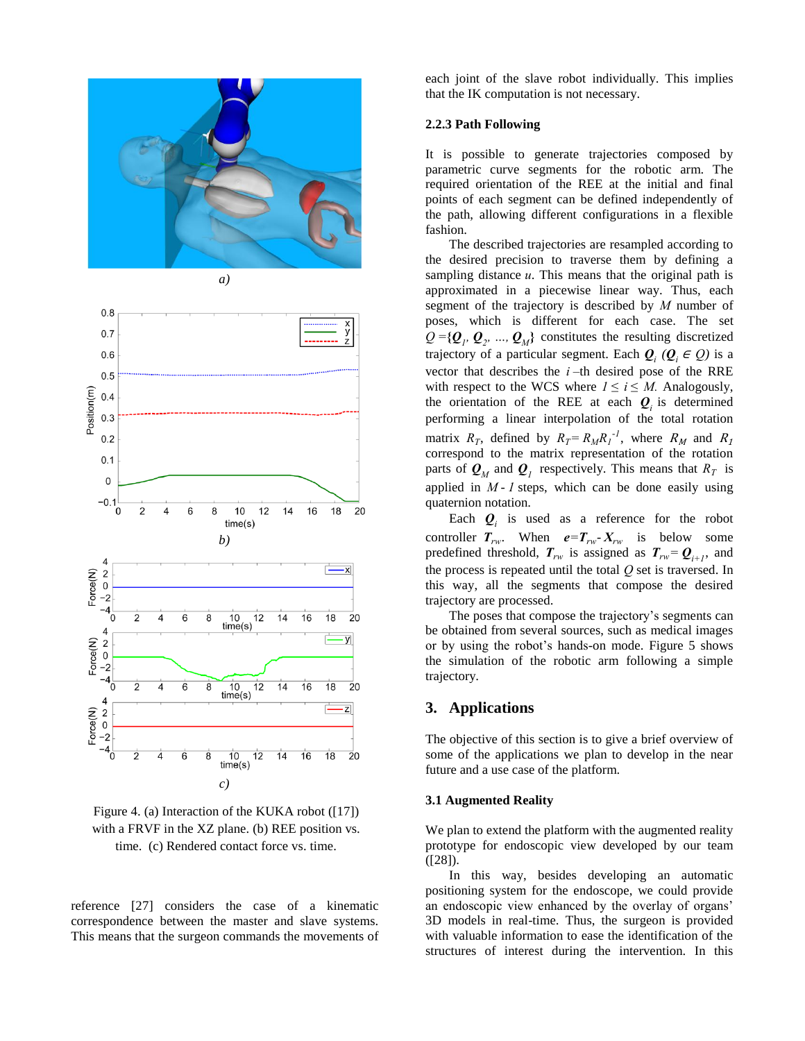Figure 4. (a) Interaction of the KUKA robot ([17]) with a FRVF in the XZ plane. (b) REE position vs. time. (c) Rendered contact force vs. time.

reference [27] considers the case of a kinematic correspondence between the master and slave systems. This means that the surgeon commands the movements of each joint of the slave robot individually. This implies that the IK computation is not necessary.

### 2.2.3 Path Following

It is possible to generate trajectories composed by parametric curve segments for the robotic arm. The required orientation of the REE at the initial and final points of each segment can be defined independently of the path, allowing different configurations in a flexible fashion.

The described trajectories are resampled according to the desired precision to traverse them by defining a sampling distance $u$. This means that the original path is approximated in a piecewise linear way. Thus, each segment of the trajectory is described by $M$ number of poses, which is different for each case. The set $Q = \{\boldsymbol{Q}_1, \boldsymbol{Q}_2, \ldots, \boldsymbol{Q}_M\}$ constitutes the resulting discretized trajectory of a particular segment. Each $\boldsymbol{Q}_i$ ($\boldsymbol{Q}_i \in Q$) is a vector that describes the $i$–th desired pose of the RRE with respect to the WCS where $1 \leq i \leq M$. Analogously, the orientation of the REE at each $\boldsymbol{Q}_i$ is determined performing a linear interpolation of the total rotation matrix $R_T$, defined by $R_T = R_M R_1^{-1}$, where $R_M$ and $R_1$ correspond to the matrix representation of the rotation parts of $\boldsymbol{Q}_M$ and $\boldsymbol{Q}_1$ respectively. This means that $R_T$ is applied in $M - 1$ steps, which can be done easily using quaternion notation.

Each $\boldsymbol{Q}_i$ is used as a reference for the robot controller $\boldsymbol{T}_{rw}$. When $\boldsymbol{e} = \boldsymbol{T}_{rw} - \boldsymbol{X}_{rw}$ is below some predefined threshold, $\boldsymbol{T}_{rw}$ is assigned as $\boldsymbol{T}_{rw} = \boldsymbol{Q}_{i+1}$, and the process is repeated until the total $Q$ set is traversed. In this way, all the segments that compose the desired trajectory are processed.

The poses that compose the trajectory's segments can be obtained from several sources, such as medical images or by using the robot's hands-on mode. Figure 5 shows the simulation of the robotic arm following a simple trajectory.

## 3. Applications

The objective of this section is to give a brief overview of some of the applications we plan to develop in the near future and a use case of the platform.

### 3.1 Augmented Reality

We plan to extend the platform with the augmented reality prototype for endoscopic view developed by our team ([28]).

In this way, besides developing an automatic positioning system for the endoscope, we could provide an endoscopic view enhanced by the overlay of organs' 3D models in real-time. Thus, the surgeon is provided with valuable information to ease the identification of the structures of interest during the intervention. In this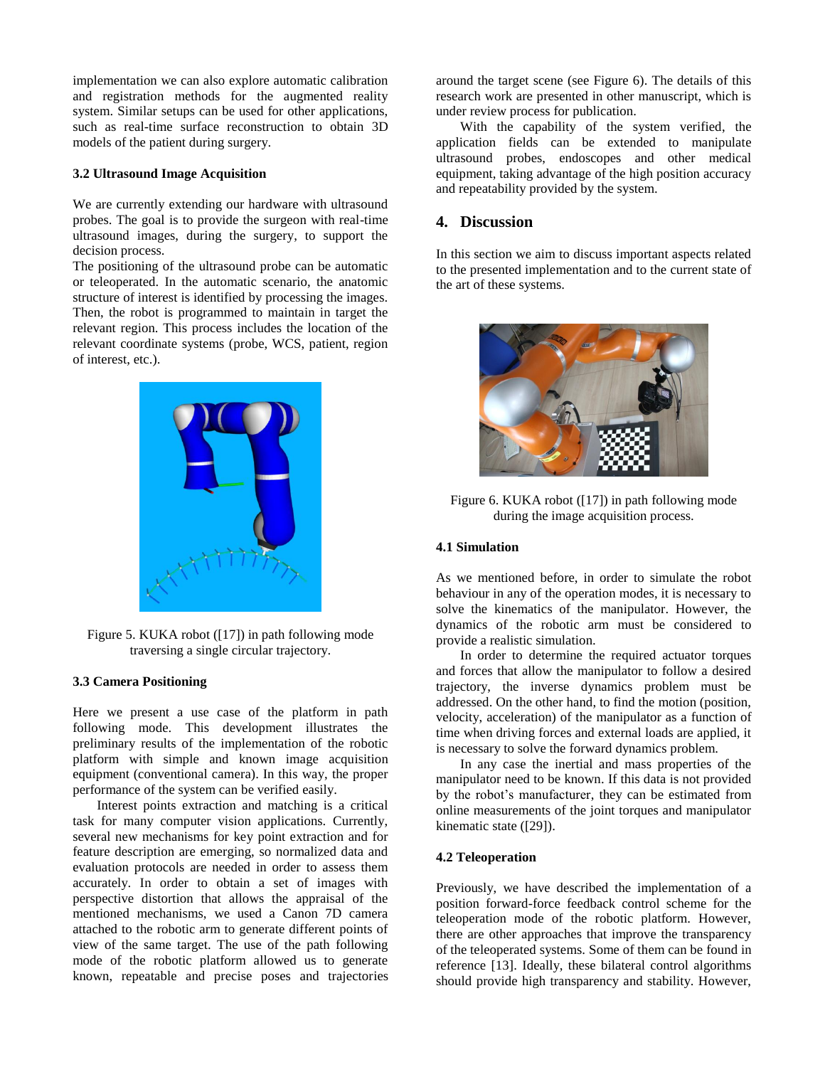implementation we can also explore automatic calibration and registration methods for the augmented reality system. Similar setups can be used for other applications, such as real-time surface reconstruction to obtain 3D models of the patient during surgery.

### 3.2 Ultrasound Image Acquisition

We are currently extending our hardware with ultrasound probes. The goal is to provide the surgeon with real-time ultrasound images, during the surgery, to support the decision process.

The positioning of the ultrasound probe can be automatic or teleoperated. In the automatic scenario, the anatomic structure of interest is identified by processing the images. Then, the robot is programmed to maintain in target the relevant region. This process includes the location of the relevant coordinate systems (probe, WCS, patient, region of interest, etc.).

Figure 5. KUKA robot ([17]) in path following mode traversing a single circular trajectory.

### 3.3 Camera Positioning

Here we present a use case of the platform in path following mode. This development illustrates the preliminary results of the implementation of the robotic platform with simple and known image acquisition equipment (conventional camera). In this way, the proper performance of the system can be verified easily.

Interest points extraction and matching is a critical task for many computer vision applications. Currently, several new mechanisms for key point extraction and for feature description are emerging, so normalized data and evaluation protocols are needed in order to assess them accurately. In order to obtain a set of images with perspective distortion that allows the appraisal of the mentioned mechanisms, we used a Canon 7D camera attached to the robotic arm to generate different points of view of the same target. The use of the path following mode of the robotic platform allowed us to generate known, repeatable and precise poses and trajectories around the target scene (see Figure 6). The details of this research work are presented in other manuscript, which is under review process for publication.

With the capability of the system verified, the application fields can be extended to manipulate ultrasound probes, endoscopes and other medical equipment, taking advantage of the high position accuracy and repeatability provided by the system.

## 4. Discussion

In this section we aim to discuss important aspects related to the presented implementation and to the current state of the art of these systems.

Figure 6. KUKA robot ([17]) in path following mode during the image acquisition process.

### 4.1 Simulation

As we mentioned before, in order to simulate the robot behaviour in any of the operation modes, it is necessary to solve the kinematics of the manipulator. However, the dynamics of the robotic arm must be considered to provide a realistic simulation.

In order to determine the required actuator torques and forces that allow the manipulator to follow a desired trajectory, the inverse dynamics problem must be addressed. On the other hand, to find the motion (position, velocity, acceleration) of the manipulator as a function of time when driving forces and external loads are applied, it is necessary to solve the forward dynamics problem.

In any case the inertial and mass properties of the manipulator need to be known. If this data is not provided by the robot's manufacturer, they can be estimated from online measurements of the joint torques and manipulator kinematic state ([29]).

### 4.2 Teleoperation

Previously, we have described the implementation of a position forward-force feedback control scheme for the teleoperation mode of the robotic platform. However, there are other approaches that improve the transparency of the teleoperated systems. Some of them can be found in reference [13]. Ideally, these bilateral control algorithms should provide high transparency and stability. However,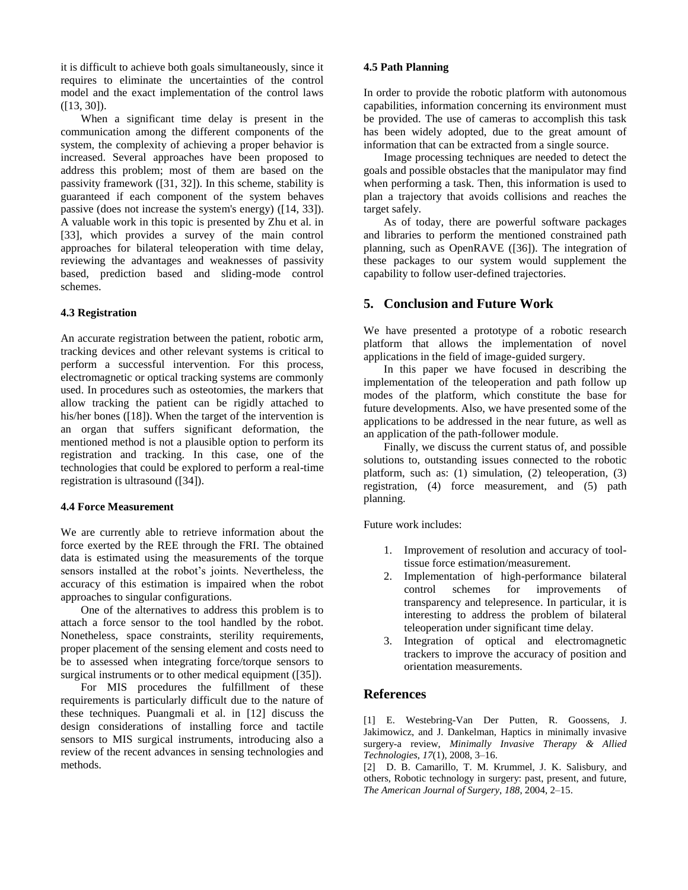it is difficult to achieve both goals simultaneously, since it requires to eliminate the uncertainties of the control model and the exact implementation of the control laws ([13, 30]).

When a significant time delay is present in the communication among the different components of the system, the complexity of achieving a proper behavior is increased. Several approaches have been proposed to address this problem; most of them are based on the passivity framework ([31, 32]). In this scheme, stability is guaranteed if each component of the system behaves passive (does not increase the system's energy) ([14, 33]). A valuable work in this topic is presented by Zhu et al. in [33], which provides a survey of the main control approaches for bilateral teleoperation with time delay, reviewing the advantages and weaknesses of passivity based, prediction based and sliding-mode control schemes.

### 4.3 Registration

An accurate registration between the patient, robotic arm, tracking devices and other relevant systems is critical to perform a successful intervention. For this process, electromagnetic or optical tracking systems are commonly used. In procedures such as osteotomies, the markers that allow tracking the patient can be rigidly attached to his/her bones ([18]). When the target of the intervention is an organ that suffers significant deformation, the mentioned method is not a plausible option to perform its registration and tracking. In this case, one of the technologies that could be explored to perform a real-time registration is ultrasound ([34]).

### 4.4 Force Measurement

We are currently able to retrieve information about the force exerted by the REE through the FRI. The obtained data is estimated using the measurements of the torque sensors installed at the robot's joints. Nevertheless, the accuracy of this estimation is impaired when the robot approaches to singular configurations.

One of the alternatives to address this problem is to attach a force sensor to the tool handled by the robot. Nonetheless, space constraints, sterility requirements, proper placement of the sensing element and costs need to be to assessed when integrating force/torque sensors to surgical instruments or to other medical equipment ([35]).

For MIS procedures the fulfillment of these requirements is particularly difficult due to the nature of these techniques. Puangmali et al. in [12] discuss the design considerations of installing force and tactile sensors to MIS surgical instruments, introducing also a review of the recent advances in sensing technologies and methods.

### 4.5 Path Planning

In order to provide the robotic platform with autonomous capabilities, information concerning its environment must be provided. The use of cameras to accomplish this task has been widely adopted, due to the great amount of information that can be extracted from a single source.

Image processing techniques are needed to detect the goals and possible obstacles that the manipulator may find when performing a task. Then, this information is used to plan a trajectory that avoids collisions and reaches the target safely.

As of today, there are powerful software packages and libraries to perform the mentioned constrained path planning, such as OpenRAVE ([36]). The integration of these packages to our system would supplement the capability to follow user-defined trajectories.

## 5. Conclusion and Future Work

We have presented a prototype of a robotic research platform that allows the implementation of novel applications in the field of image-guided surgery.

In this paper we have focused in describing the implementation of the teleoperation and path follow up modes of the platform, which constitute the base for future developments. Also, we have presented some of the applications to be addressed in the near future, as well as an application of the path-follower module.

Finally, we discuss the current status of, and possible solutions to, outstanding issues connected to the robotic platform, such as: (1) simulation, (2) teleoperation, (3) registration, (4) force measurement, and (5) path planning.

Future work includes:

1. Improvement of resolution and accuracy of tool-tissue force estimation/measurement.
2. Implementation of high-performance bilateral control schemes for improvements of transparency and telepresence. In particular, it is interesting to address the problem of bilateral teleoperation under significant time delay.
3. Integration of optical and electromagnetic trackers to improve the accuracy of position and orientation measurements.

## References

[1] E. Westebring-Van Der Putten, R. Goossens, J. Jakimowicz, and J. Dankelman, Haptics in minimally invasive surgery-a review, *Minimally Invasive Therapy & Allied Technologies*, *17*(1), 2008, 3–16.

[2] D. B. Camarillo, T. M. Krummel, J. K. Salisbury, and others, Robotic technology in surgery: past, present, and future, *The American Journal of Surgery*, *188*, 2004, 2–15.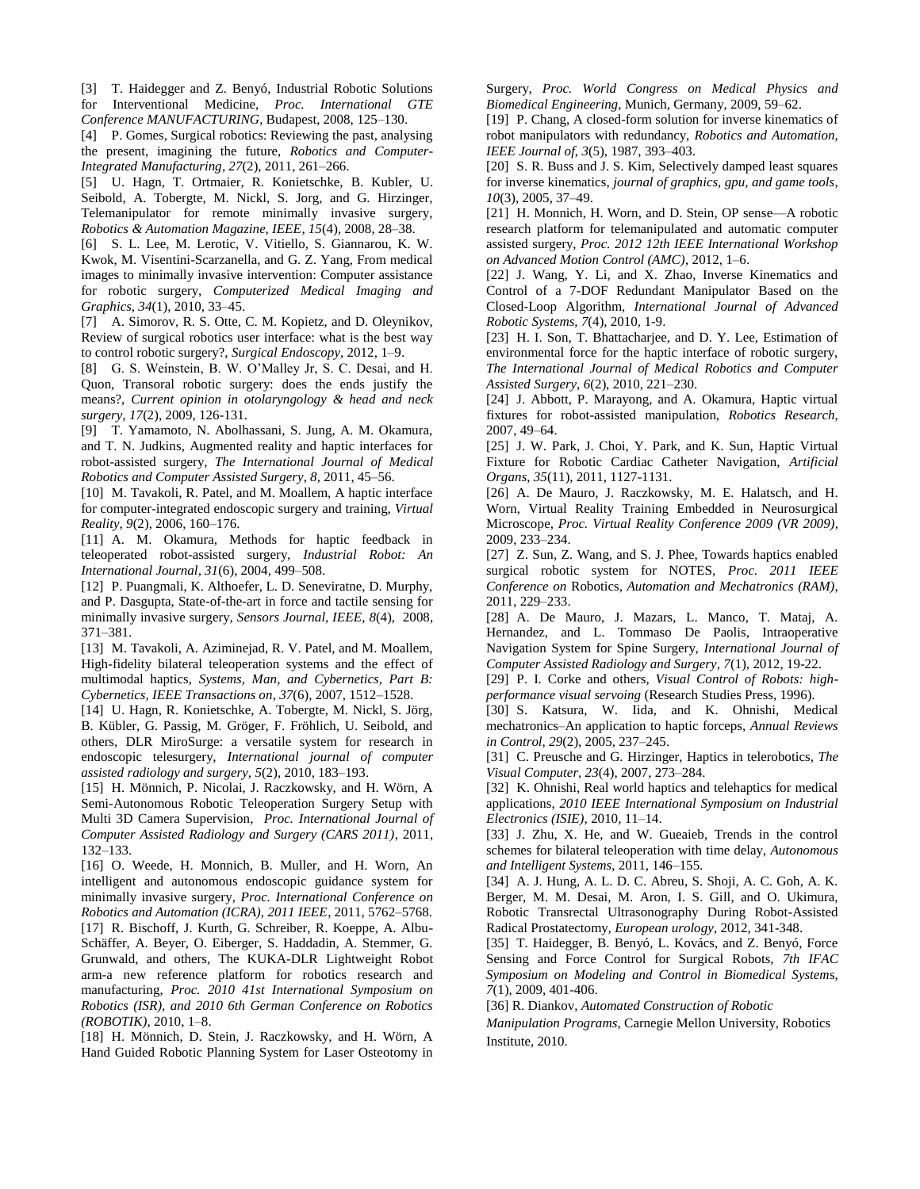[3] T. Haidegger and Z. Benyó, Industrial Robotic Solutions for Interventional Medicine, *Proc. International GTE Conference MANUFACTURING*, Budapest, 2008, 125–130.

[4] P. Gomes, Surgical robotics: Reviewing the past, analysing the present, imagining the future, *Robotics and Computer-Integrated Manufacturing*, *27*(2), 2011, 261–266.

[5] U. Hagn, T. Ortmaier, R. Konietschke, B. Kubler, U. Seibold, A. Tobergte, M. Nickl, S. Jorg, and G. Hirzinger, Telemanipulator for remote minimally invasive surgery, *Robotics & Automation Magazine, IEEE*, *15*(4), 2008, 28–38.

[6] S. L. Lee, M. Lerotic, V. Vitiello, S. Giannarou, K. W. Kwok, M. Visentini-Scarzanella, and G. Z. Yang, From medical images to minimally invasive intervention: Computer assistance for robotic surgery, *Computerized Medical Imaging and Graphics*, *34*(1), 2010, 33–45.

[7] A. Simorov, R. S. Otte, C. M. Kopietz, and D. Oleynikov, Review of surgical robotics user interface: what is the best way to control robotic surgery?, *Surgical Endoscopy*, 2012, 1–9.

[8] G. S. Weinstein, B. W. O'Malley Jr, S. C. Desai, and H. Quon, Transoral robotic surgery: does the ends justify the means?, *Current opinion in otolaryngology & head and neck surgery*, *17*(2), 2009, 126-131.

[9] T. Yamamoto, N. Abolhassani, S. Jung, A. M. Okamura, and T. N. Judkins, Augmented reality and haptic interfaces for robot-assisted surgery, *The International Journal of Medical Robotics and Computer Assisted Surgery*, *8*, 2011, 45–56.

[10] M. Tavakoli, R. Patel, and M. Moallem, A haptic interface for computer-integrated endoscopic surgery and training, *Virtual Reality*, *9*(2), 2006, 160–176.

[11] A. M. Okamura, Methods for haptic feedback in teleoperated robot-assisted surgery, *Industrial Robot: An International Journal*, *31*(6), 2004, 499–508.

[12] P. Puangmali, K. Althoefer, L. D. Seneviratne, D. Murphy, and P. Dasgupta, State-of-the-art in force and tactile sensing for minimally invasive surgery, *Sensors Journal, IEEE*, *8*(4), 2008, 371–381.

[13] M. Tavakoli, A. Aziminejad, R. V. Patel, and M. Moallem, High-fidelity bilateral teleoperation systems and the effect of multimodal haptics, *Systems, Man, and Cybernetics, Part B: Cybernetics, IEEE Transactions on*, *37*(6), 2007, 1512–1528.

[14] U. Hagn, R. Konietschke, A. Tobergte, M. Nickl, S. Jörg, B. Kübler, G. Passig, M. Gröger, F. Fröhlich, U. Seibold, and others, DLR MiroSurge: a versatile system for research in endoscopic telesurgery, *International journal of computer assisted radiology and surgery*, *5*(2), 2010, 183–193.

[15] H. Mönnich, P. Nicolai, J. Raczkowsky, and H. Wörn, A Semi-Autonomous Robotic Teleoperation Surgery Setup with Multi 3D Camera Supervision, *Proc. International Journal of Computer Assisted Radiology and Surgery (CARS 2011)*, 2011, 132–133.

[16] O. Weede, H. Monnich, B. Muller, and H. Worn, An intelligent and autonomous endoscopic guidance system for minimally invasive surgery, *Proc. International Conference on Robotics and Automation (ICRA), 2011 IEEE*, 2011, 5762–5768.

[17] R. Bischoff, J. Kurth, G. Schreiber, R. Koeppe, A. Albu-Schäffer, A. Beyer, O. Eiberger, S. Haddadin, A. Stemmer, G. Grunwald, and others, The KUKA-DLR Lightweight Robot arm-a new reference platform for robotics research and manufacturing, *Proc. 2010 41st International Symposium on Robotics (ISR), and 2010 6th German Conference on Robotics (ROBOTIK)*, 2010, 1–8.

[18] H. Mönnich, D. Stein, J. Raczkowsky, and H. Wörn, A Hand Guided Robotic Planning System for Laser Osteotomy in Surgery, *Proc. World Congress on Medical Physics and Biomedical Engineering*, Munich, Germany, 2009, 59–62.

[19] P. Chang, A closed-form solution for inverse kinematics of robot manipulators with redundancy, *Robotics and Automation, IEEE Journal of*, *3*(5), 1987, 393–403.

[20] S. R. Buss and J. S. Kim, Selectively damped least squares for inverse kinematics, *journal of graphics, gpu, and game tools*, *10*(3), 2005, 37–49.

[21] H. Monnich, H. Worn, and D. Stein, OP sense—A robotic research platform for telemanipulated and automatic computer assisted surgery, *Proc. 2012 12th IEEE International Workshop on Advanced Motion Control (AMC)*, 2012, 1–6.

[22] J. Wang, Y. Li, and X. Zhao, Inverse Kinematics and Control of a 7-DOF Redundant Manipulator Based on the Closed-Loop Algorithm, *International Journal of Advanced Robotic Systems*, *7*(4), 2010, 1-9.

[23] H. I. Son, T. Bhattacharjee, and D. Y. Lee, Estimation of environmental force for the haptic interface of robotic surgery, *The International Journal of Medical Robotics and Computer Assisted Surgery*, *6*(2), 2010, 221–230.

[24] J. Abbott, P. Marayong, and A. Okamura, Haptic virtual fixtures for robot-assisted manipulation, *Robotics Research*, 2007, 49–64.

[25] J. W. Park, J. Choi, Y. Park, and K. Sun, Haptic Virtual Fixture for Robotic Cardiac Catheter Navigation, *Artificial Organs*, *35*(11), 2011, 1127-1131.

[26] A. De Mauro, J. Raczkowsky, M. E. Halatsch, and H. Worn, Virtual Reality Training Embedded in Neurosurgical Microscope, *Proc. Virtual Reality Conference 2009 (VR 2009)*, 2009, 233–234.

[27] Z. Sun, Z. Wang, and S. J. Phee, Towards haptics enabled surgical robotic system for NOTES, *Proc. 2011 IEEE Conference on* Robotics*, Automation and Mechatronics (RAM)*, 2011, 229–233.

[28] A. De Mauro, J. Mazars, L. Manco, T. Mataj, A. Hernandez, and L. Tommaso De Paolis, Intraoperative Navigation System for Spine Surgery, *International Journal of Computer Assisted Radiology and Surgery*, *7*(1), 2012, 19-22.

[29] P. I. Corke and others, *Visual Control of Robots: high-performance visual servoing* (Research Studies Press, 1996).

[30] S. Katsura, W. Iida, and K. Ohnishi, Medical mechatronics–An application to haptic forceps, *Annual Reviews in Control*, *29*(2), 2005, 237–245.

[31] C. Preusche and G. Hirzinger, Haptics in telerobotics, *The Visual Computer*, *23*(4), 2007, 273–284.

[32] K. Ohnishi, Real world haptics and telehaptics for medical applications, *2010 IEEE International Symposium on Industrial Electronics (ISIE)*, 2010, 11–14.

[33] J. Zhu, X. He, and W. Gueaieb, Trends in the control schemes for bilateral teleoperation with time delay, *Autonomous and Intelligent Systems*, 2011, 146–155.

[34] A. J. Hung, A. L. D. C. Abreu, S. Shoji, A. C. Goh, A. K. Berger, M. M. Desai, M. Aron, I. S. Gill, and O. Ukimura, Robotic Transrectal Ultrasonography During Robot-Assisted Radical Prostatectomy, *European urology*, 2012, 341-348.

[35] T. Haidegger, B. Benyó, L. Kovács, and Z. Benyó, Force Sensing and Force Control for Surgical Robots, *7th IFAC Symposium on Modeling and Control in Biomedical Systems*, *7*(1), 2009, 401-406.

[36] R. Diankov, *Automated Construction of Robotic Manipulation Programs*, Carnegie Mellon University, Robotics Institute, 2010.